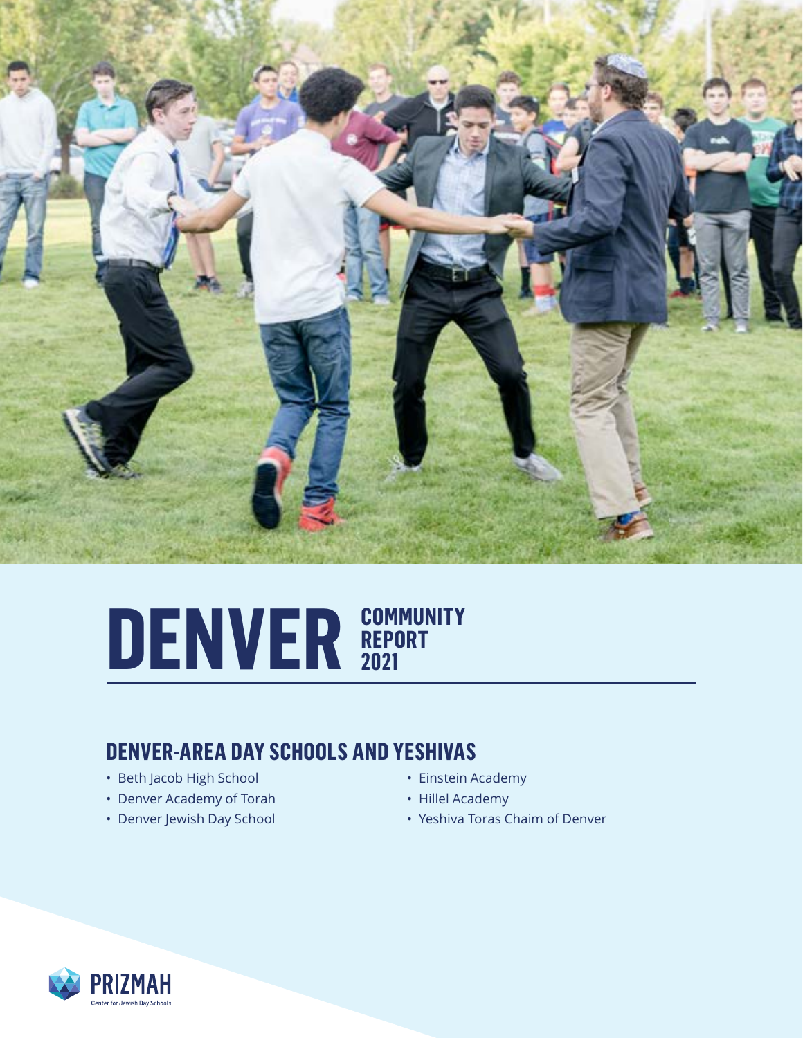# DENVER COMMUNITY REPORT 2021

## DENVER-AREA DAY SCHOOLS AND YESHIVAS

- Beth Jacob High School
- Denver Academy of Torah
- Denver Jewish Day School
- Einstein Academy
- Hillel Academy
- Yeshiva Toras Chaim of Denver

PRIZMAH
Center for Jewish Day Schools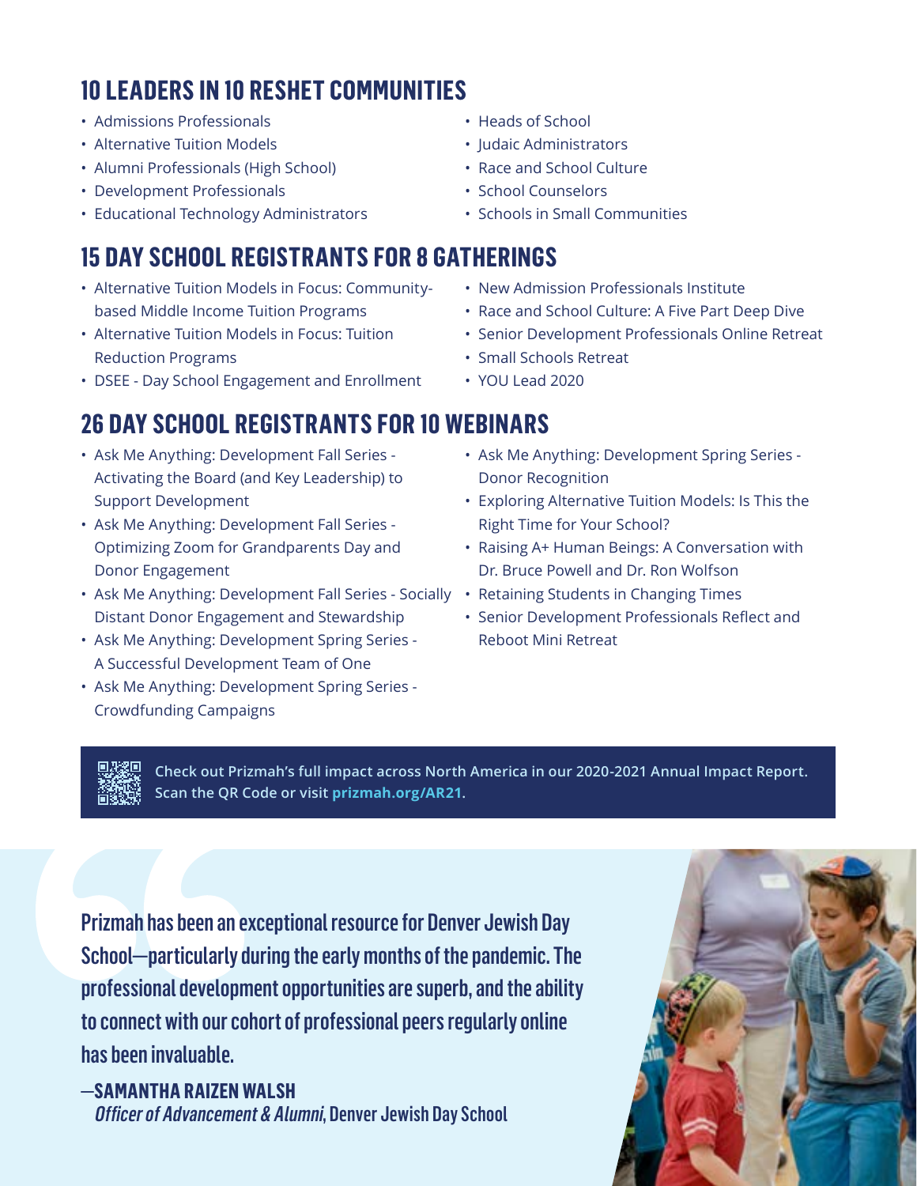## 10 LEADERS IN 10 RESHET COMMUNITIES

- Admissions Professionals
- Alternative Tuition Models
- Alumni Professionals (High School)
- Development Professionals
- Educational Technology Administrators
- Heads of School
- Judaic Administrators
- Race and School Culture
- School Counselors
- Schools in Small Communities

## 15 DAY SCHOOL REGISTRANTS FOR 8 GATHERINGS

- Alternative Tuition Models in Focus: Community-based Middle Income Tuition Programs
- Alternative Tuition Models in Focus: Tuition Reduction Programs
- DSEE - Day School Engagement and Enrollment
- New Admission Professionals Institute
- Race and School Culture: A Five Part Deep Dive
- Senior Development Professionals Online Retreat
- Small Schools Retreat
- YOU Lead 2020

## 26 DAY SCHOOL REGISTRANTS FOR 10 WEBINARS

- Ask Me Anything: Development Fall Series - Activating the Board (and Key Leadership) to Support Development
- Ask Me Anything: Development Fall Series - Optimizing Zoom for Grandparents Day and Donor Engagement
- Ask Me Anything: Development Fall Series - Socially Distant Donor Engagement and Stewardship
- Ask Me Anything: Development Spring Series - A Successful Development Team of One
- Ask Me Anything: Development Spring Series - Crowdfunding Campaigns
- Ask Me Anything: Development Spring Series - Donor Recognition
- Exploring Alternative Tuition Models: Is This the Right Time for Your School?
- Raising A+ Human Beings: A Conversation with Dr. Bruce Powell and Dr. Ron Wolfson
- Retaining Students in Changing Times
- Senior Development Professionals Reflect and Reboot Mini Retreat

**Check out Prizmah's full impact across North America in our 2020-2021 Annual Impact Report. Scan the QR Code or visit prizmah.org/AR21.**

Prizmah has been an exceptional resource for Denver Jewish Day School—particularly during the early months of the pandemic. The professional development opportunities are superb, and the ability to connect with our cohort of professional peers regularly online has been invaluable.

—**SAMANTHA RAIZEN WALSH**
*Officer of Advancement & Alumni*, Denver Jewish Day School